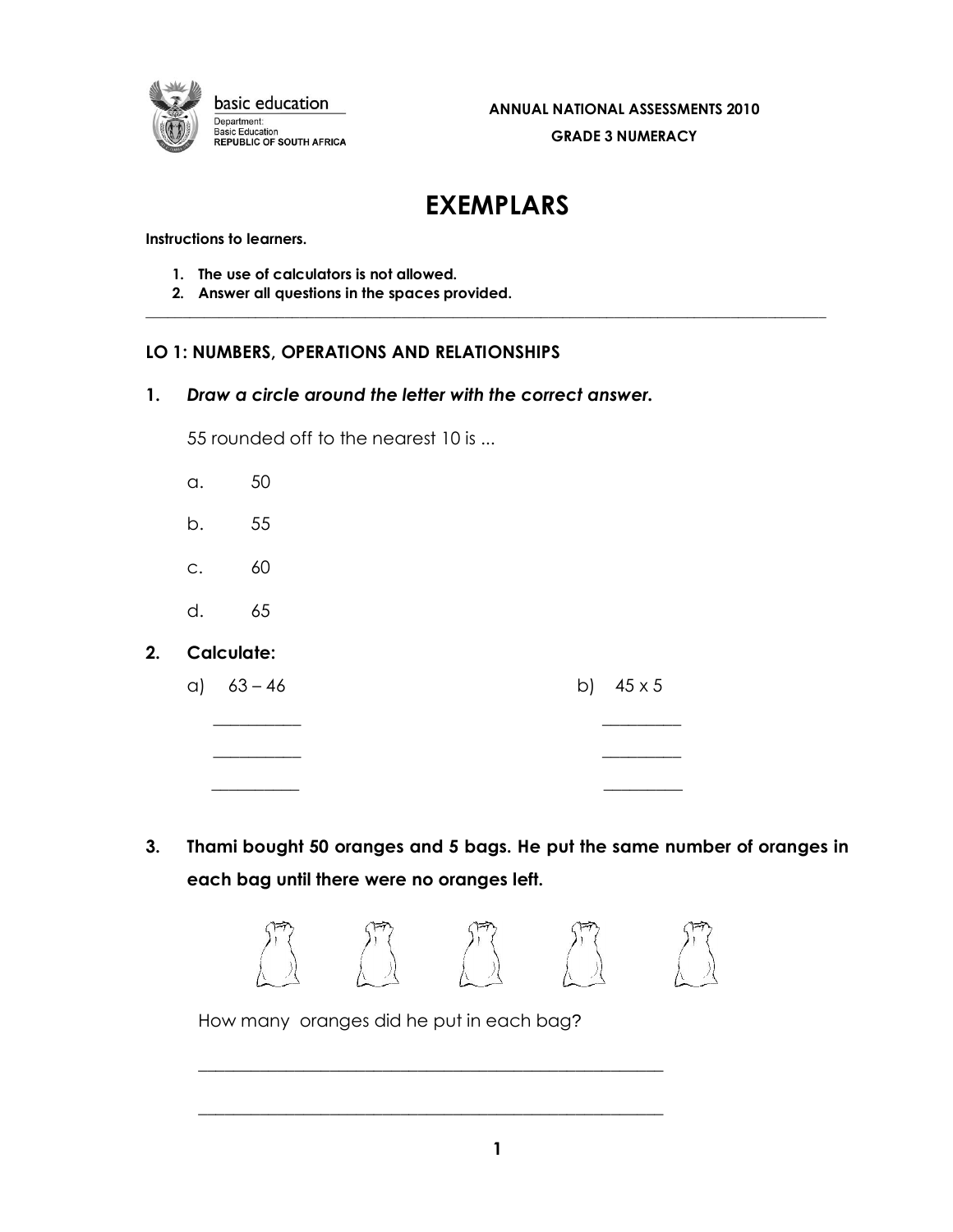basic education

Department:
Basic Education
REPUBLIC OF SOUTH AFRICA

**ANNUAL NATIONAL ASSESSMENTS 2010**

**GRADE 3 NUMERACY**

# EXEMPLARS

**Instructions to learners.**

1. **The use of calculators is not allowed.**
2. **Answer all questions in the spaces provided.**

---

## LO 1: NUMBERS, OPERATIONS AND RELATIONSHIPS

**1.** ***Draw a circle around the letter with the correct answer.***

55 rounded off to the nearest 10 is ...

a. 50

b. 55

c. 60

d. 65

**2.** **Calculate:**

a) 63 – 46

__________

__________

__________

b) 45 x 5

_________

_________

_________

**3.** **Thami bought 50 oranges and 5 bags. He put the same number of oranges in each bag until there were no oranges left.**

How many oranges did he put in each bag?

________________________________________________________

________________________________________________________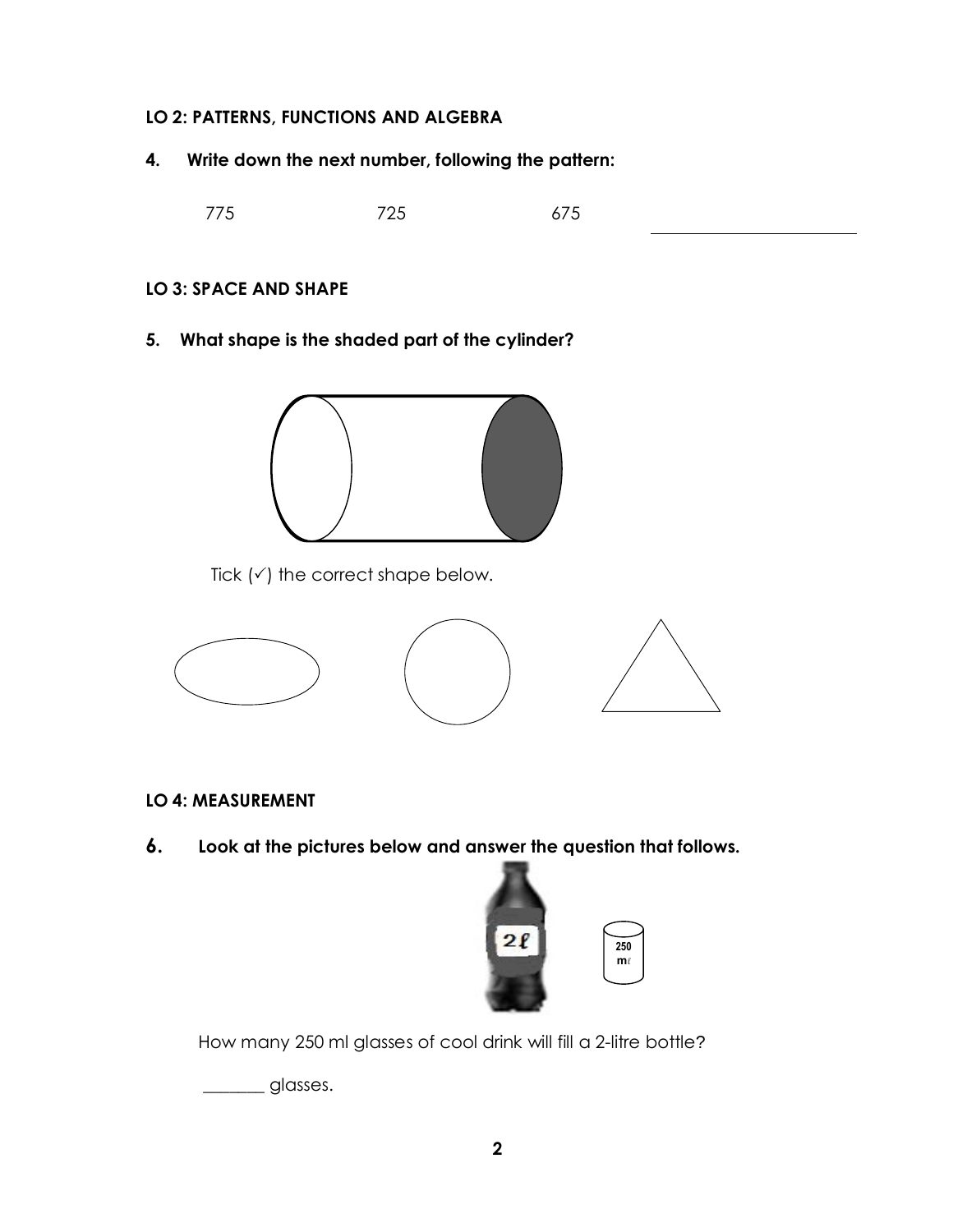**LO 2: PATTERNS, FUNCTIONS AND ALGEBRA**

**4. Write down the next number, following the pattern:**

775 725 675 ____________________

**LO 3: SPACE AND SHAPE**

**5. What shape is the shaded part of the cylinder?**

Tick (✓) the correct shape below.

**LO 4: MEASUREMENT**

**6. Look at the pictures below and answer the question that follows.**

2ℓ

250 mℓ

How many 250 ml glasses of cool drink will fill a 2-litre bottle?

_______ glasses.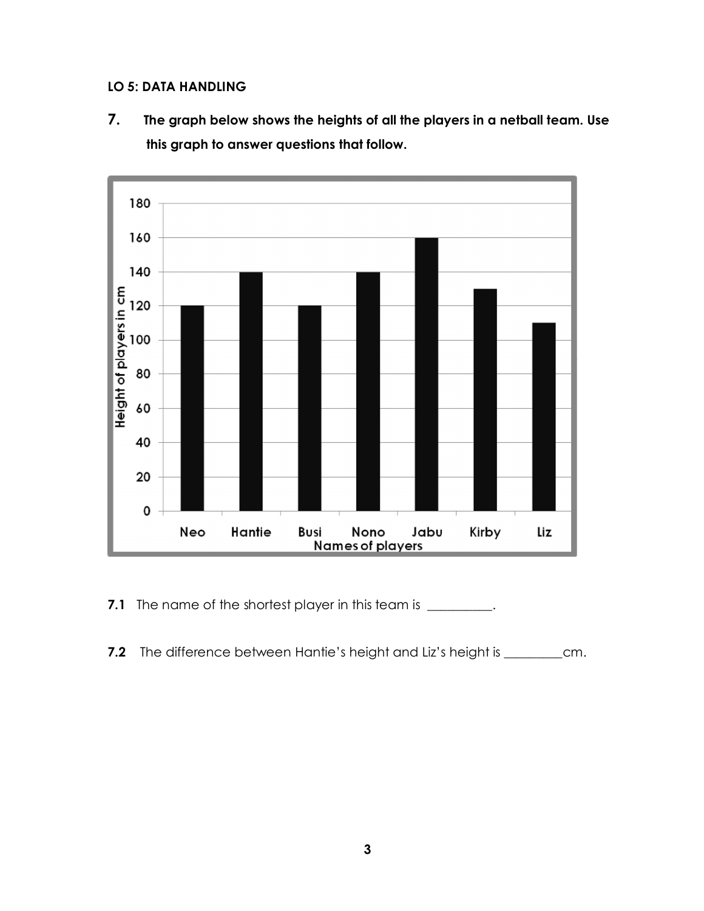**LO 5: DATA HANDLING**

**7.** **The graph below shows the heights of all the players in a netball team. Use this graph to answer questions that follow.**

Height of players in cm

180
160
140
120
100
80
60
40
20
0

Neo Hantie Busi Nono Jabu Kirby Liz

Names of players

**7.1** The name of the shortest player in this team is __________.

**7.2** The difference between Hantie's height and Liz's height is _________cm.